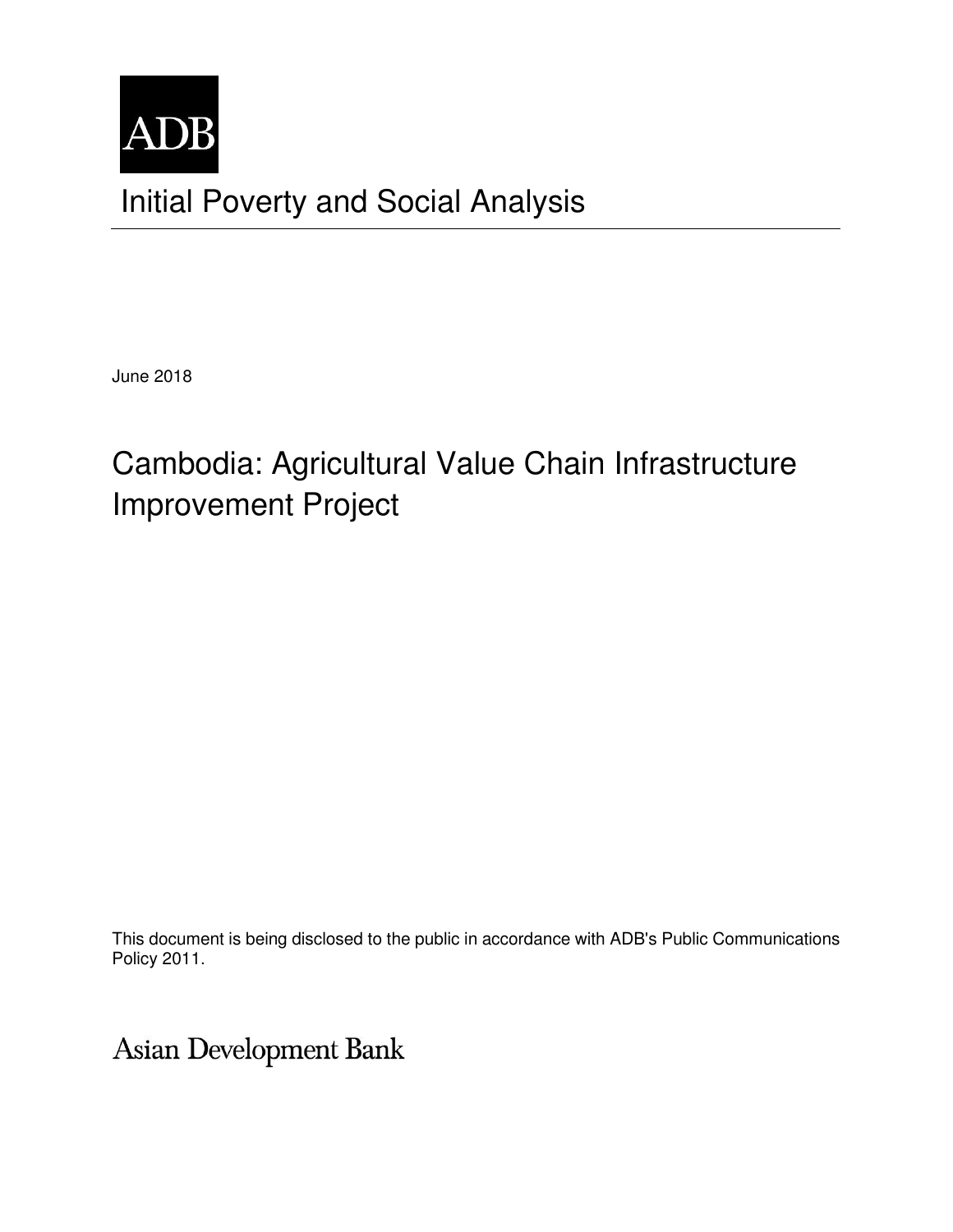ADB

# Initial Poverty and Social Analysis

June 2018

## Cambodia: Agricultural Value Chain Infrastructure Improvement Project

This document is being disclosed to the public in accordance with ADB's Public Communications Policy 2011.

Asian Development Bank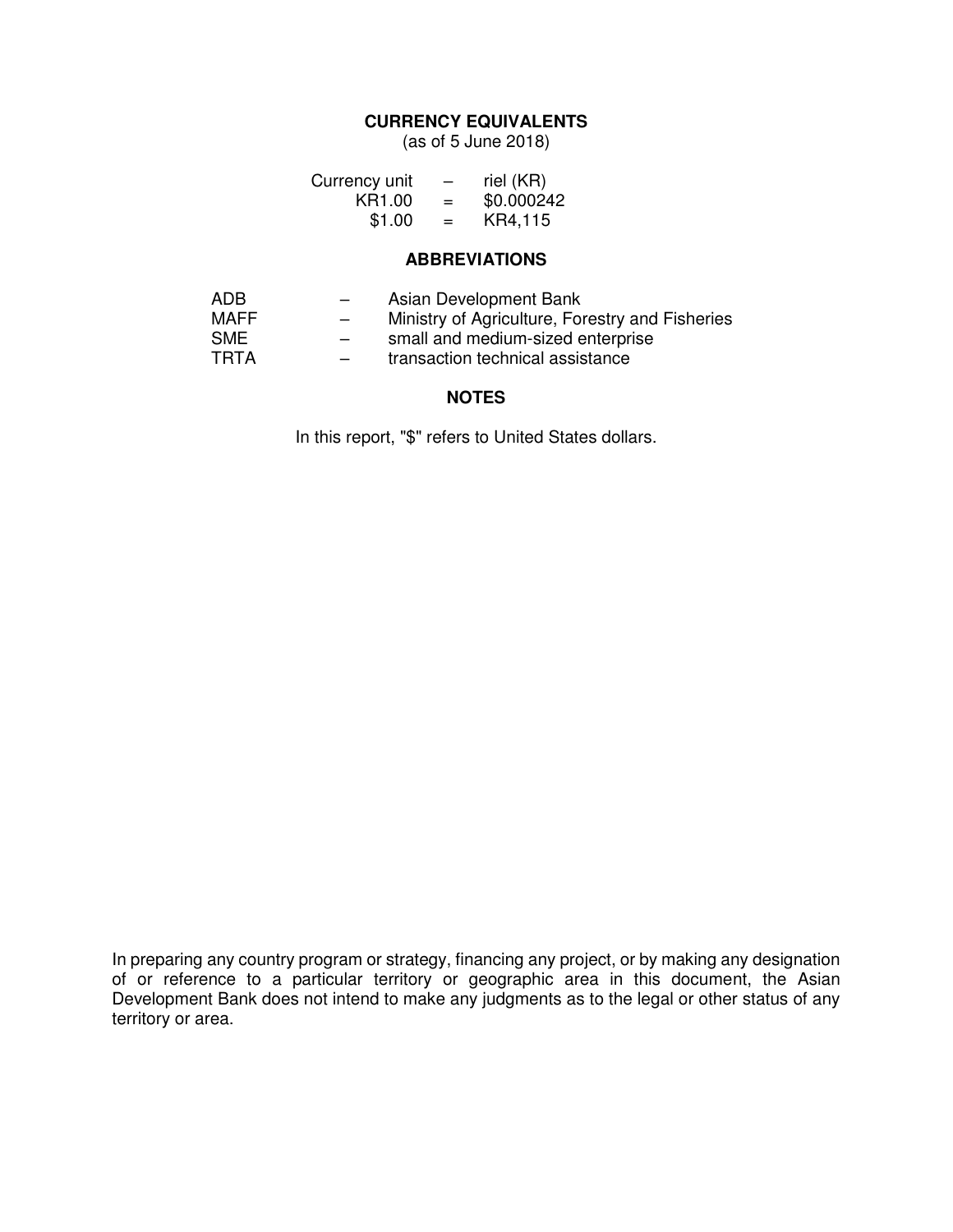## CURRENCY EQUIVALENTS

(as of 5 June 2018)

| | | |
|---|---|---|
| Currency unit | – | riel (KR) |
| KR1.00 | = | $0.000242 |
| $1.00 | = | KR4,115 |

## ABBREVIATIONS

| | | |
|---|---|---|
| ADB | – | Asian Development Bank |
| MAFF | – | Ministry of Agriculture, Forestry and Fisheries |
| SME | – | small and medium-sized enterprise |
| TRTA | – | transaction technical assistance |

## NOTES

In this report, "$" refers to United States dollars.

In preparing any country program or strategy, financing any project, or by making any designation of or reference to a particular territory or geographic area in this document, the Asian Development Bank does not intend to make any judgments as to the legal or other status of any territory or area.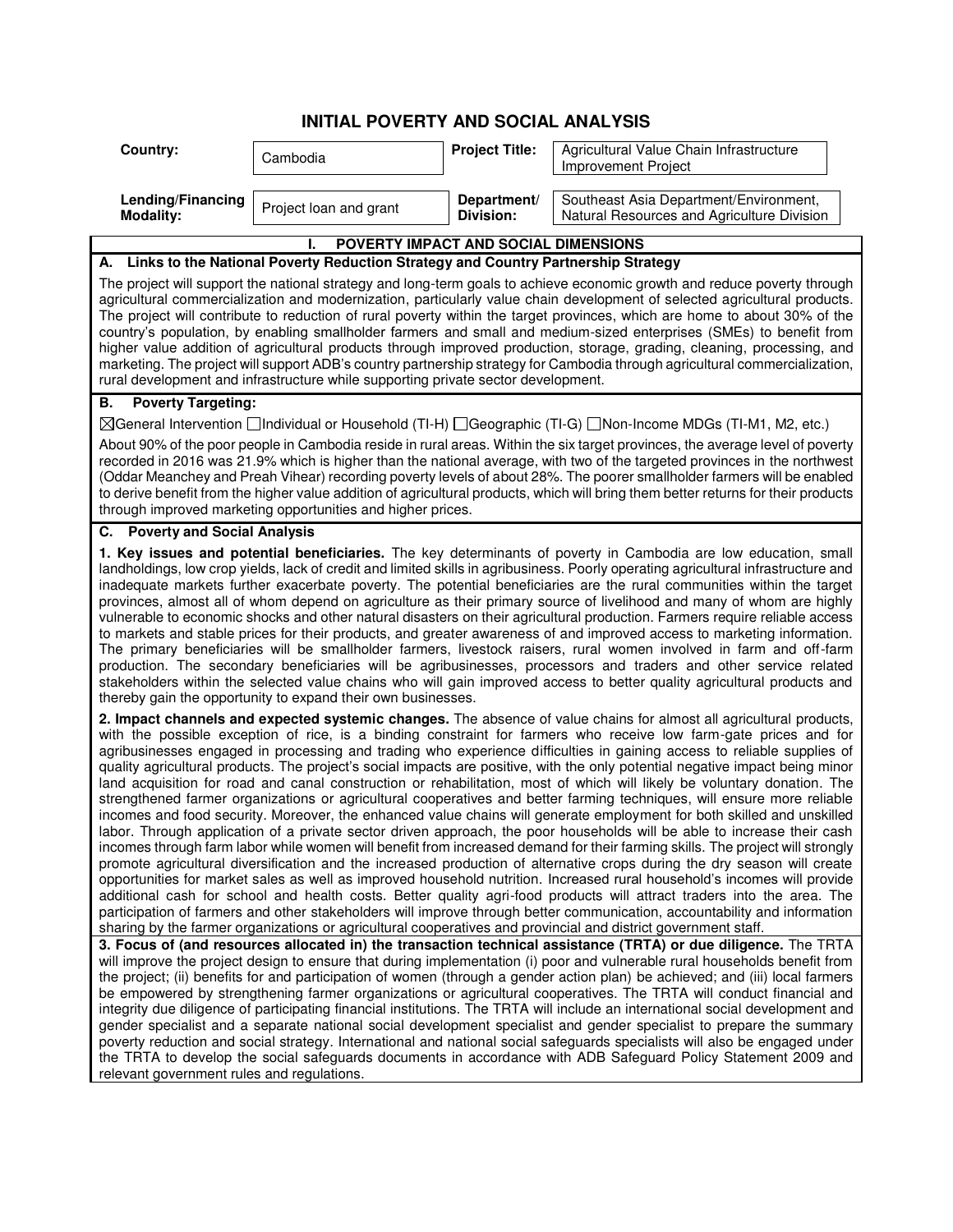# INITIAL POVERTY AND SOCIAL ANALYSIS

| | | | |
|---|---|---|---|
| **Country:** | Cambodia | **Project Title:** | Agricultural Value Chain Infrastructure Improvement Project |
| **Lending/Financing Modality:** | Project loan and grant | **Department/ Division:** | Southeast Asia Department/Environment, Natural Resources and Agriculture Division |

## I. POVERTY IMPACT AND SOCIAL DIMENSIONS

### A. Links to the National Poverty Reduction Strategy and Country Partnership Strategy

The project will support the national strategy and long-term goals to achieve economic growth and reduce poverty through agricultural commercialization and modernization, particularly value chain development of selected agricultural products. The project will contribute to reduction of rural poverty within the target provinces, which are home to about 30% of the country's population, by enabling smallholder farmers and small and medium-sized enterprises (SMEs) to benefit from higher value addition of agricultural products through improved production, storage, grading, cleaning, processing, and marketing. The project will support ADB's country partnership strategy for Cambodia through agricultural commercialization, rural development and infrastructure while supporting private sector development.

### B. Poverty Targeting:

☒General Intervention ☐Individual or Household (TI-H) ☐Geographic (TI-G) ☐Non-Income MDGs (TI-M1, M2, etc.)

About 90% of the poor people in Cambodia reside in rural areas. Within the six target provinces, the average level of poverty recorded in 2016 was 21.9% which is higher than the national average, with two of the targeted provinces in the northwest (Oddar Meanchey and Preah Vihear) recording poverty levels of about 28%. The poorer smallholder farmers will be enabled to derive benefit from the higher value addition of agricultural products, which will bring them better returns for their products through improved marketing opportunities and higher prices.

### C. Poverty and Social Analysis

**1. Key issues and potential beneficiaries.** The key determinants of poverty in Cambodia are low education, small landholdings, low crop yields, lack of credit and limited skills in agribusiness. Poorly operating agricultural infrastructure and inadequate markets further exacerbate poverty. The potential beneficiaries are the rural communities within the target provinces, almost all of whom depend on agriculture as their primary source of livelihood and many of whom are highly vulnerable to economic shocks and other natural disasters on their agricultural production. Farmers require reliable access to markets and stable prices for their products, and greater awareness of and improved access to marketing information. The primary beneficiaries will be smallholder farmers, livestock raisers, rural women involved in farm and off-farm production. The secondary beneficiaries will be agribusinesses, processors and traders and other service related stakeholders within the selected value chains who will gain improved access to better quality agricultural products and thereby gain the opportunity to expand their own businesses.

**2. Impact channels and expected systemic changes.** The absence of value chains for almost all agricultural products, with the possible exception of rice, is a binding constraint for farmers who receive low farm-gate prices and for agribusinesses engaged in processing and trading who experience difficulties in gaining access to reliable supplies of quality agricultural products. The project's social impacts are positive, with the only potential negative impact being minor land acquisition for road and canal construction or rehabilitation, most of which will likely be voluntary donation. The strengthened farmer organizations or agricultural cooperatives and better farming techniques, will ensure more reliable incomes and food security. Moreover, the enhanced value chains will generate employment for both skilled and unskilled labor. Through application of a private sector driven approach, the poor households will be able to increase their cash incomes through farm labor while women will benefit from increased demand for their farming skills. The project will strongly promote agricultural diversification and the increased production of alternative crops during the dry season will create opportunities for market sales as well as improved household nutrition. Increased rural household's incomes will provide additional cash for school and health costs. Better quality agri-food products will attract traders into the area. The participation of farmers and other stakeholders will improve through better communication, accountability and information sharing by the farmer organizations or agricultural cooperatives and provincial and district government staff.

**3. Focus of (and resources allocated in) the transaction technical assistance (TRTA) or due diligence.** The TRTA will improve the project design to ensure that during implementation (i) poor and vulnerable rural households benefit from the project; (ii) benefits for and participation of women (through a gender action plan) be achieved; and (iii) local farmers be empowered by strengthening farmer organizations or agricultural cooperatives. The TRTA will conduct financial and integrity due diligence of participating financial institutions. The TRTA will include an international social development and gender specialist and a separate national social development specialist and gender specialist to prepare the summary poverty reduction and social strategy. International and national social safeguards specialists will also be engaged under the TRTA to develop the social safeguards documents in accordance with ADB Safeguard Policy Statement 2009 and relevant government rules and regulations.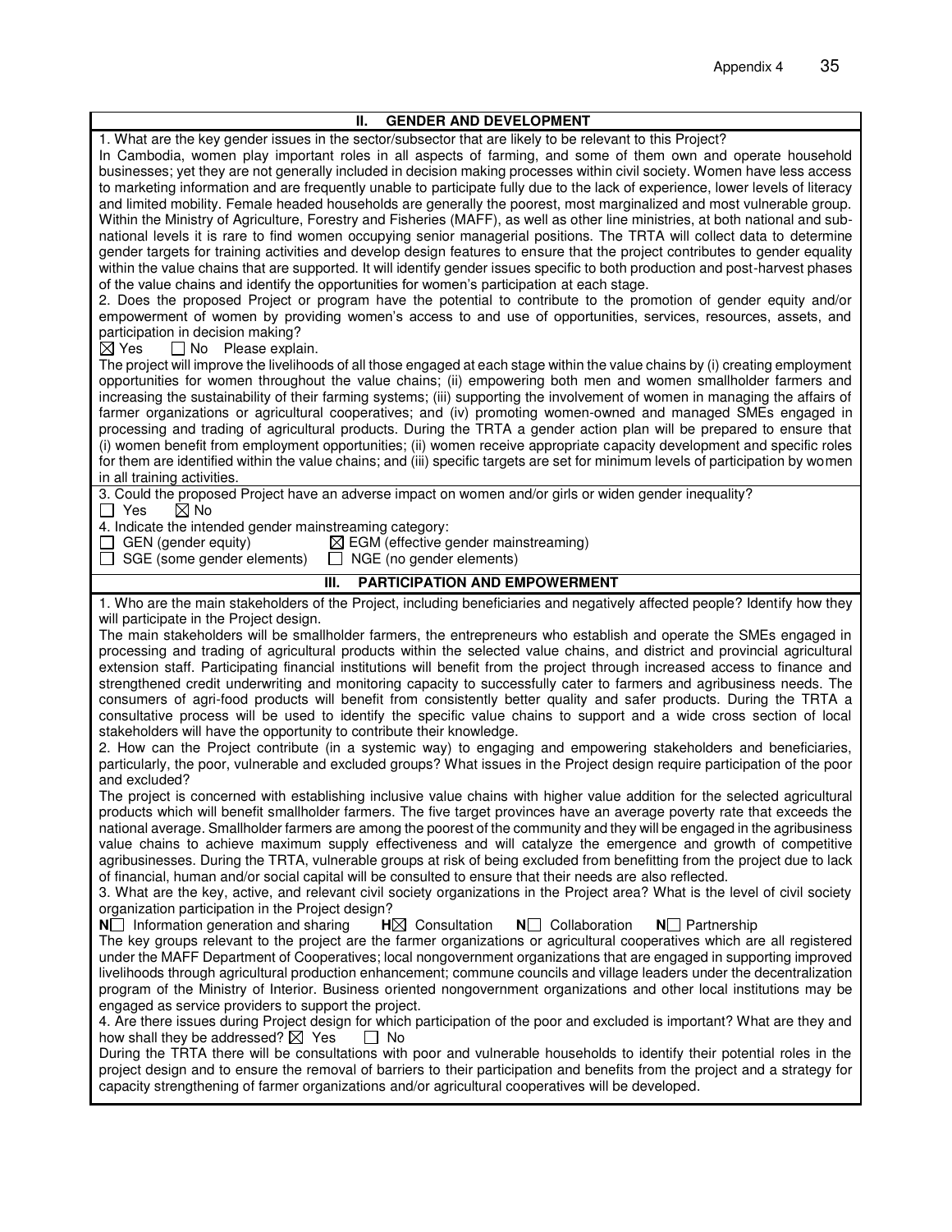## II. GENDER AND DEVELOPMENT

1. What are the key gender issues in the sector/subsector that are likely to be relevant to this Project?

In Cambodia, women play important roles in all aspects of farming, and some of them own and operate household businesses; yet they are not generally included in decision making processes within civil society. Women have less access to marketing information and are frequently unable to participate fully due to the lack of experience, lower levels of literacy and limited mobility. Female headed households are generally the poorest, most marginalized and most vulnerable group. Within the Ministry of Agriculture, Forestry and Fisheries (MAFF), as well as other line ministries, at both national and sub-national levels it is rare to find women occupying senior managerial positions. The TRTA will collect data to determine gender targets for training activities and develop design features to ensure that the project contributes to gender equality within the value chains that are supported. It will identify gender issues specific to both production and post-harvest phases of the value chains and identify the opportunities for women's participation at each stage.

2. Does the proposed Project or program have the potential to contribute to the promotion of gender equity and/or empowerment of women by providing women's access to and use of opportunities, services, resources, assets, and participation in decision making?

☒ Yes ☐ No Please explain.

The project will improve the livelihoods of all those engaged at each stage within the value chains by (i) creating employment opportunities for women throughout the value chains; (ii) empowering both men and women smallholder farmers and increasing the sustainability of their farming systems; (iii) supporting the involvement of women in managing the affairs of farmer organizations or agricultural cooperatives; and (iv) promoting women-owned and managed SMEs engaged in processing and trading of agricultural products. During the TRTA a gender action plan will be prepared to ensure that (i) women benefit from employment opportunities; (ii) women receive appropriate capacity development and specific roles for them are identified within the value chains; and (iii) specific targets are set for minimum levels of participation by women in all training activities.

3. Could the proposed Project have an adverse impact on women and/or girls or widen gender inequality?

☐ Yes ☒ No

4. Indicate the intended gender mainstreaming category:

☐ GEN (gender equity) ☒ EGM (effective gender mainstreaming)
☐ SGE (some gender elements) ☐ NGE (no gender elements)

## III. PARTICIPATION AND EMPOWERMENT

1. Who are the main stakeholders of the Project, including beneficiaries and negatively affected people? Identify how they will participate in the Project design.

The main stakeholders will be smallholder farmers, the entrepreneurs who establish and operate the SMEs engaged in processing and trading of agricultural products within the selected value chains, and district and provincial agricultural extension staff. Participating financial institutions will benefit from the project through increased access to finance and strengthened credit underwriting and monitoring capacity to successfully cater to farmers and agribusiness needs. The consumers of agri-food products will benefit from consistently better quality and safer products. During the TRTA a consultative process will be used to identify the specific value chains to support and a wide cross section of local stakeholders will have the opportunity to contribute their knowledge.

2. How can the Project contribute (in a systemic way) to engaging and empowering stakeholders and beneficiaries, particularly, the poor, vulnerable and excluded groups? What issues in the Project design require participation of the poor and excluded?

The project is concerned with establishing inclusive value chains with higher value addition for the selected agricultural products which will benefit smallholder farmers. The five target provinces have an average poverty rate that exceeds the national average. Smallholder farmers are among the poorest of the community and they will be engaged in the agribusiness value chains to achieve maximum supply effectiveness and will catalyze the emergence and growth of competitive agribusinesses. During the TRTA, vulnerable groups at risk of being excluded from benefitting from the project due to lack of financial, human and/or social capital will be consulted to ensure that their needs are also reflected.

3. What are the key, active, and relevant civil society organizations in the Project area? What is the level of civil society organization participation in the Project design?

**N**☐ Information generation and sharing **H**☒ Consultation **N**☐ Collaboration **N**☐ Partnership

The key groups relevant to the project are the farmer organizations or agricultural cooperatives which are all registered under the MAFF Department of Cooperatives; local nongovernment organizations that are engaged in supporting improved livelihoods through agricultural production enhancement; commune councils and village leaders under the decentralization program of the Ministry of Interior. Business oriented nongovernment organizations and other local institutions may be engaged as service providers to support the project.

4. Are there issues during Project design for which participation of the poor and excluded is important? What are they and how shall they be addressed? ☒ Yes ☐ No

During the TRTA there will be consultations with poor and vulnerable households to identify their potential roles in the project design and to ensure the removal of barriers to their participation and benefits from the project and a strategy for capacity strengthening of farmer organizations and/or agricultural cooperatives will be developed.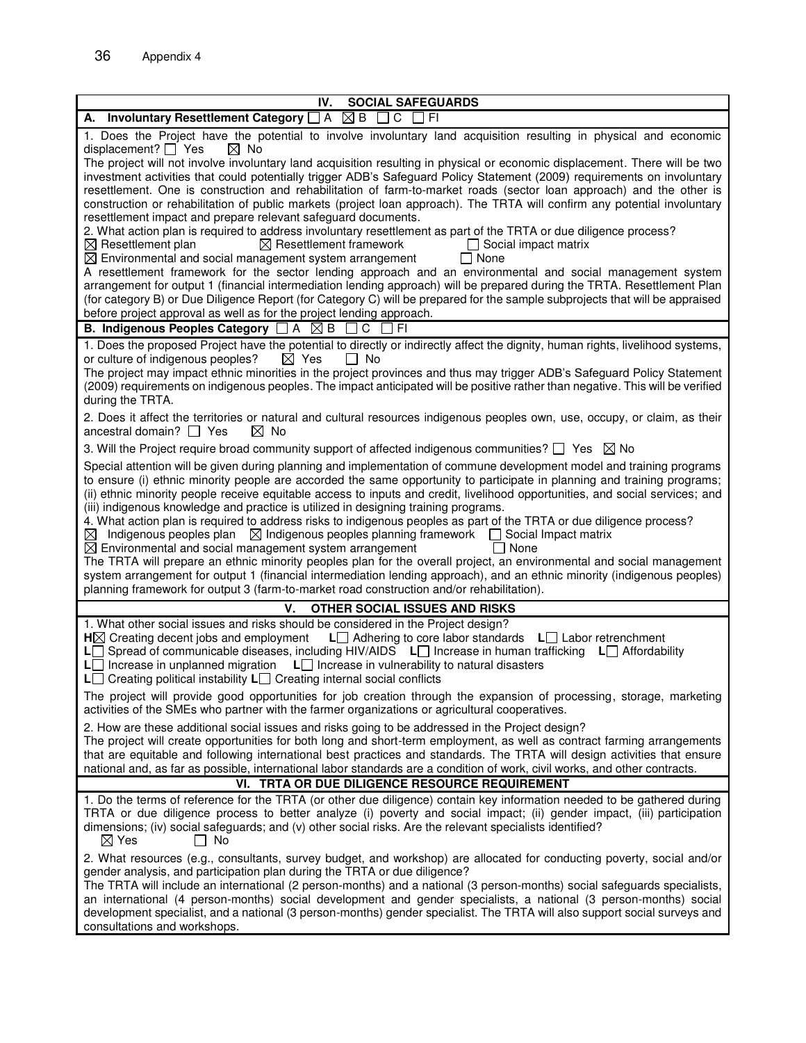## IV. SOCIAL SAFEGUARDS

### A. Involuntary Resettlement Category ☐ A ☒ B ☐ C ☐ FI

1. Does the Project have the potential to involve involuntary land acquisition resulting in physical and economic displacement? ☐ Yes ☒ No

The project will not involve involuntary land acquisition resulting in physical or economic displacement. There will be two investment activities that could potentially trigger ADB's Safeguard Policy Statement (2009) requirements on involuntary resettlement. One is construction and rehabilitation of farm-to-market roads (sector loan approach) and the other is construction or rehabilitation of public markets (project loan approach). The TRTA will confirm any potential involuntary resettlement impact and prepare relevant safeguard documents.

2. What action plan is required to address involuntary resettlement as part of the TRTA or due diligence process?

☒ Resettlement plan ☒ Resettlement framework ☐ Social impact matrix
☒ Environmental and social management system arrangement ☐ None

A resettlement framework for the sector lending approach and an environmental and social management system arrangement for output 1 (financial intermediation lending approach) will be prepared during the TRTA. Resettlement Plan (for category B) or Due Diligence Report (for Category C) will be prepared for the sample subprojects that will be appraised before project approval as well as for the project lending approach.

### B. Indigenous Peoples Category ☐ A ☒ B ☐ C ☐ FI

1. Does the proposed Project have the potential to directly or indirectly affect the dignity, human rights, livelihood systems, or culture of indigenous peoples? ☒ Yes ☐ No

The project may impact ethnic minorities in the project provinces and thus may trigger ADB's Safeguard Policy Statement (2009) requirements on indigenous peoples. The impact anticipated will be positive rather than negative. This will be verified during the TRTA.

2. Does it affect the territories or natural and cultural resources indigenous peoples own, use, occupy, or claim, as their ancestral domain? ☐ Yes ☒ No

3. Will the Project require broad community support of affected indigenous communities? ☐ Yes ☒ No

Special attention will be given during planning and implementation of commune development model and training programs to ensure (i) ethnic minority people are accorded the same opportunity to participate in planning and training programs; (ii) ethnic minority people receive equitable access to inputs and credit, livelihood opportunities, and social services; and (iii) indigenous knowledge and practice is utilized in designing training programs.

4. What action plan is required to address risks to indigenous peoples as part of the TRTA or due diligence process?

☒ Indigenous peoples plan ☒ Indigenous peoples planning framework ☐ Social Impact matrix
☒ Environmental and social management system arrangement ☐ None

The TRTA will prepare an ethnic minority peoples plan for the overall project, an environmental and social management system arrangement for output 1 (financial intermediation lending approach), and an ethnic minority (indigenous peoples) planning framework for output 3 (farm-to-market road construction and/or rehabilitation).

## V. OTHER SOCIAL ISSUES AND RISKS

1. What other social issues and risks should be considered in the Project design?

**H**☒ Creating decent jobs and employment **L**☐ Adhering to core labor standards **L**☐ Labor retrenchment
**L**☐ Spread of communicable diseases, including HIV/AIDS **L**☐ Increase in human trafficking **L**☐ Affordability
**L**☐ Increase in unplanned migration **L**☐ Increase in vulnerability to natural disasters
**L**☐ Creating political instability **L**☐ Creating internal social conflicts

The project will provide good opportunities for job creation through the expansion of processing, storage, marketing activities of the SMEs who partner with the farmer organizations or agricultural cooperatives.

2. How are these additional social issues and risks going to be addressed in the Project design?

The project will create opportunities for both long and short-term employment, as well as contract farming arrangements that are equitable and following international best practices and standards. The TRTA will design activities that ensure national and, as far as possible, international labor standards are a condition of work, civil works, and other contracts.

## VI. TRTA OR DUE DILIGENCE RESOURCE REQUIREMENT

1. Do the terms of reference for the TRTA (or other due diligence) contain key information needed to be gathered during TRTA or due diligence process to better analyze (i) poverty and social impact; (ii) gender impact, (iii) participation dimensions; (iv) social safeguards; and (v) other social risks. Are the relevant specialists identified?

☒ Yes ☐ No

2. What resources (e.g., consultants, survey budget, and workshop) are allocated for conducting poverty, social and/or gender analysis, and participation plan during the TRTA or due diligence?

The TRTA will include an international (2 person-months) and a national (3 person-months) social safeguards specialists, an international (4 person-months) social development and gender specialists, a national (3 person-months) social development specialist, and a national (3 person-months) gender specialist. The TRTA will also support social surveys and consultations and workshops.